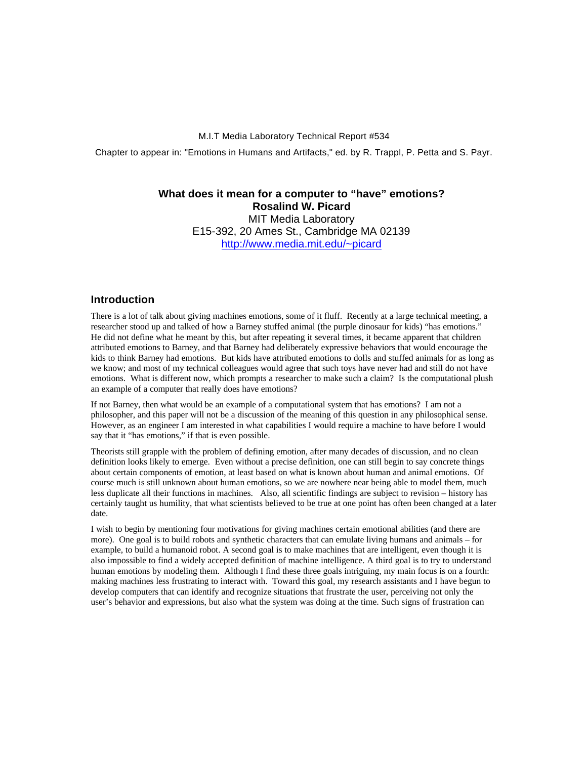M.I.T Media Laboratory Technical Report #534

Chapter to appear in: "Emotions in Humans and Artifacts," ed. by R. Trappl, P. Petta and S. Payr.

# What does it mean for a computer to "have" emotions?

**Rosalind W. Picard**

MIT Media Laboratory
E15-392, 20 Ames St., Cambridge MA 02139
http://www.media.mit.edu/~picard

## Introduction

There is a lot of talk about giving machines emotions, some of it fluff. Recently at a large technical meeting, a researcher stood up and talked of how a Barney stuffed animal (the purple dinosaur for kids) "has emotions." He did not define what he meant by this, but after repeating it several times, it became apparent that children attributed emotions to Barney, and that Barney had deliberately expressive behaviors that would encourage the kids to think Barney had emotions. But kids have attributed emotions to dolls and stuffed animals for as long as we know; and most of my technical colleagues would agree that such toys have never had and still do not have emotions. What is different now, which prompts a researcher to make such a claim? Is the computational plush an example of a computer that really does have emotions?

If not Barney, then what would be an example of a computational system that has emotions? I am not a philosopher, and this paper will not be a discussion of the meaning of this question in any philosophical sense. However, as an engineer I am interested in what capabilities I would require a machine to have before I would say that it "has emotions," if that is even possible.

Theorists still grapple with the problem of defining emotion, after many decades of discussion, and no clean definition looks likely to emerge. Even without a precise definition, one can still begin to say concrete things about certain components of emotion, at least based on what is known about human and animal emotions. Of course much is still unknown about human emotions, so we are nowhere near being able to model them, much less duplicate all their functions in machines. Also, all scientific findings are subject to revision – history has certainly taught us humility, that what scientists believed to be true at one point has often been changed at a later date.

I wish to begin by mentioning four motivations for giving machines certain emotional abilities (and there are more). One goal is to build robots and synthetic characters that can emulate living humans and animals – for example, to build a humanoid robot. A second goal is to make machines that are intelligent, even though it is also impossible to find a widely accepted definition of machine intelligence. A third goal is to try to understand human emotions by modeling them. Although I find these three goals intriguing, my main focus is on a fourth: making machines less frustrating to interact with. Toward this goal, my research assistants and I have begun to develop computers that can identify and recognize situations that frustrate the user, perceiving not only the user's behavior and expressions, but also what the system was doing at the time. Such signs of frustration can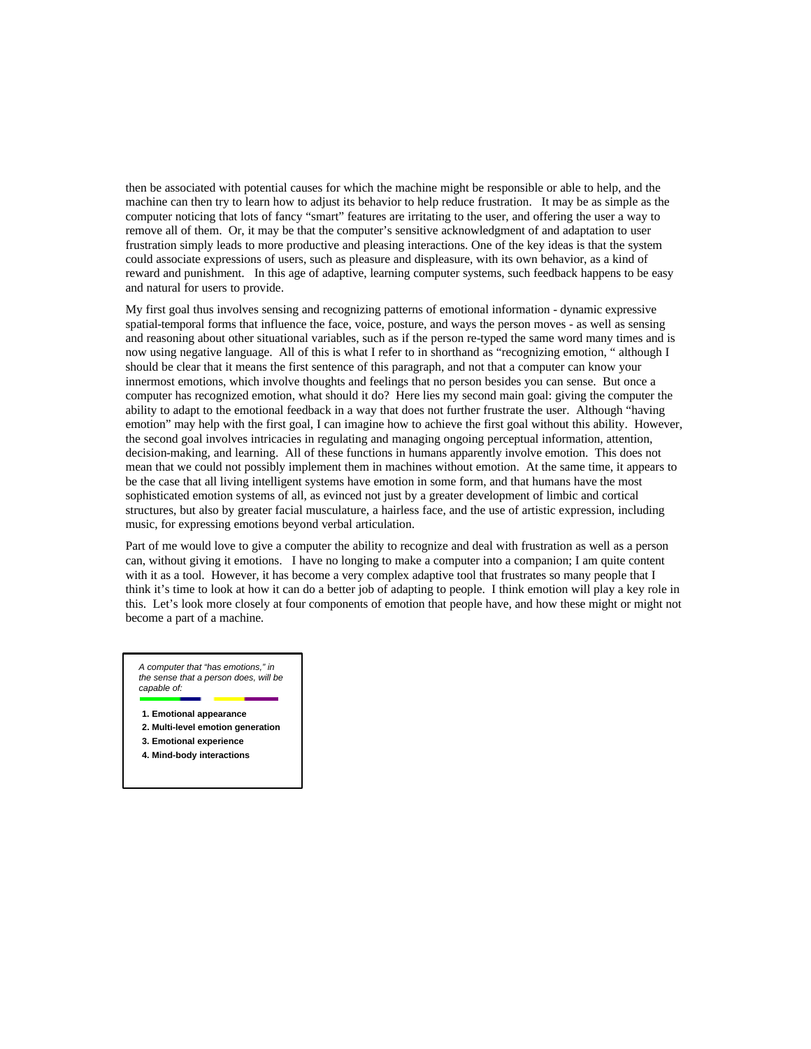then be associated with potential causes for which the machine might be responsible or able to help, and the machine can then try to learn how to adjust its behavior to help reduce frustration. It may be as simple as the computer noticing that lots of fancy "smart" features are irritating to the user, and offering the user a way to remove all of them. Or, it may be that the computer's sensitive acknowledgment of and adaptation to user frustration simply leads to more productive and pleasing interactions. One of the key ideas is that the system could associate expressions of users, such as pleasure and displeasure, with its own behavior, as a kind of reward and punishment. In this age of adaptive, learning computer systems, such feedback happens to be easy and natural for users to provide.

My first goal thus involves sensing and recognizing patterns of emotional information - dynamic expressive spatial-temporal forms that influence the face, voice, posture, and ways the person moves - as well as sensing and reasoning about other situational variables, such as if the person re-typed the same word many times and is now using negative language. All of this is what I refer to in shorthand as "recognizing emotion, " although I should be clear that it means the first sentence of this paragraph, and not that a computer can know your innermost emotions, which involve thoughts and feelings that no person besides you can sense. But once a computer has recognized emotion, what should it do? Here lies my second main goal: giving the computer the ability to adapt to the emotional feedback in a way that does not further frustrate the user. Although "having emotion" may help with the first goal, I can imagine how to achieve the first goal without this ability. However, the second goal involves intricacies in regulating and managing ongoing perceptual information, attention, decision-making, and learning. All of these functions in humans apparently involve emotion. This does not mean that we could not possibly implement them in machines without emotion. At the same time, it appears to be the case that all living intelligent systems have emotion in some form, and that humans have the most sophisticated emotion systems of all, as evinced not just by a greater development of limbic and cortical structures, but also by greater facial musculature, a hairless face, and the use of artistic expression, including music, for expressing emotions beyond verbal articulation.

Part of me would love to give a computer the ability to recognize and deal with frustration as well as a person can, without giving it emotions. I have no longing to make a computer into a companion; I am quite content with it as a tool. However, it has become a very complex adaptive tool that frustrates so many people that I think it's time to look at how it can do a better job of adapting to people. I think emotion will play a key role in this. Let's look more closely at four components of emotion that people have, and how these might or might not become a part of a machine.

*A computer that "has emotions," in the sense that a person does, will be capable of:*

1. **Emotional appearance**
2. **Multi-level emotion generation**
3. **Emotional experience**
4. **Mind-body interactions**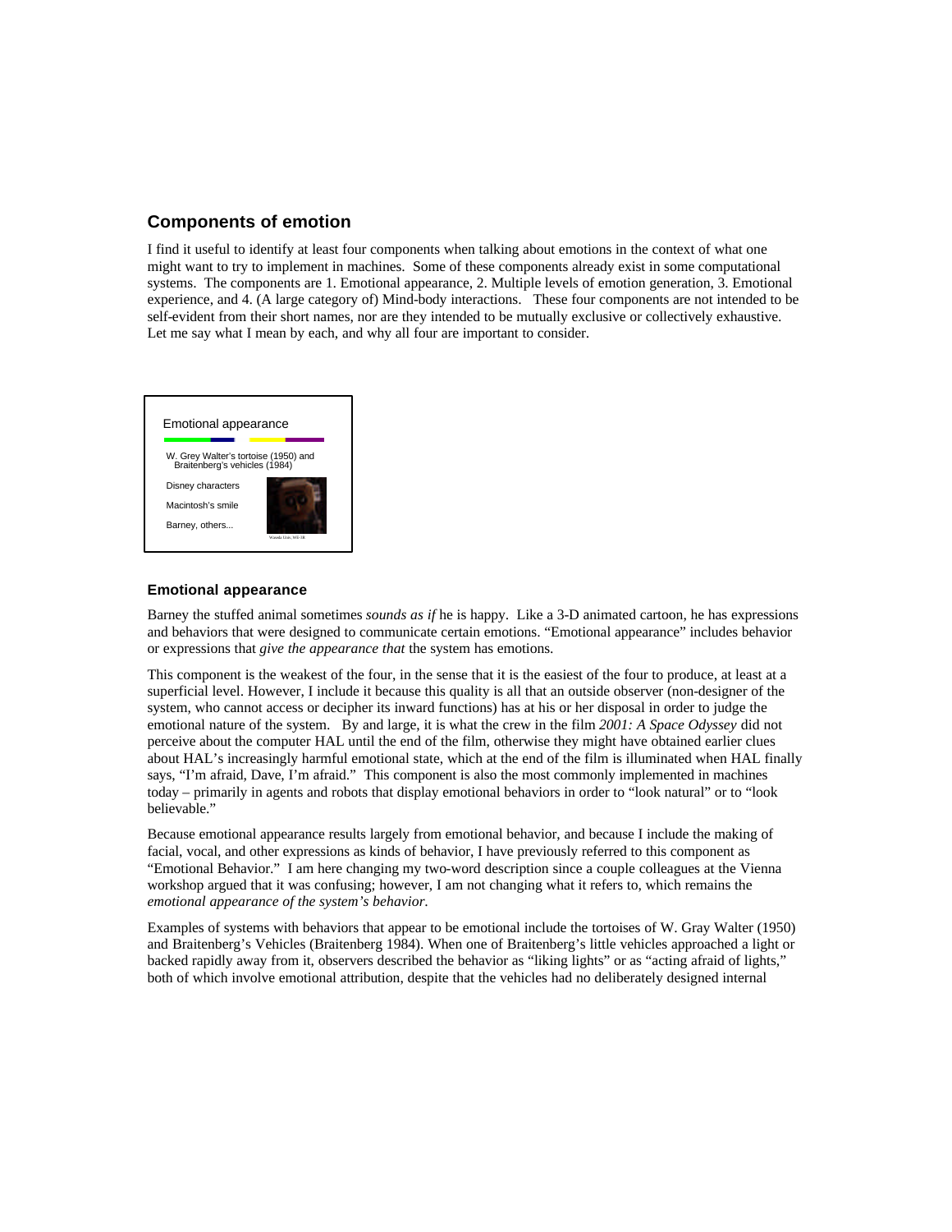## Components of emotion

I find it useful to identify at least four components when talking about emotions in the context of what one might want to try to implement in machines. Some of these components already exist in some computational systems. The components are 1. Emotional appearance, 2. Multiple levels of emotion generation, 3. Emotional experience, and 4. (A large category of) Mind-body interactions. These four components are not intended to be self-evident from their short names, nor are they intended to be mutually exclusive or collectively exhaustive. Let me say what I mean by each, and why all four are important to consider.

Emotional appearance

W. Grey Walter's tortoise (1950) and Braitenberg's vehicles (1984)

Disney characters

Macintosh's smile

Barney, others...

### Emotional appearance

Barney the stuffed animal sometimes *sounds as if* he is happy. Like a 3-D animated cartoon, he has expressions and behaviors that were designed to communicate certain emotions. "Emotional appearance" includes behavior or expressions that *give the appearance that* the system has emotions.

This component is the weakest of the four, in the sense that it is the easiest of the four to produce, at least at a superficial level. However, I include it because this quality is all that an outside observer (non-designer of the system, who cannot access or decipher its inward functions) has at his or her disposal in order to judge the emotional nature of the system. By and large, it is what the crew in the film *2001: A Space Odyssey* did not perceive about the computer HAL until the end of the film, otherwise they might have obtained earlier clues about HAL's increasingly harmful emotional state, which at the end of the film is illuminated when HAL finally says, "I'm afraid, Dave, I'm afraid." This component is also the most commonly implemented in machines today – primarily in agents and robots that display emotional behaviors in order to "look natural" or to "look believable."

Because emotional appearance results largely from emotional behavior, and because I include the making of facial, vocal, and other expressions as kinds of behavior, I have previously referred to this component as "Emotional Behavior." I am here changing my two-word description since a couple colleagues at the Vienna workshop argued that it was confusing; however, I am not changing what it refers to, which remains the *emotional appearance of the system's behavior.*

Examples of systems with behaviors that appear to be emotional include the tortoises of W. Gray Walter (1950) and Braitenberg's Vehicles (Braitenberg 1984). When one of Braitenberg's little vehicles approached a light or backed rapidly away from it, observers described the behavior as "liking lights" or as "acting afraid of lights," both of which involve emotional attribution, despite that the vehicles had no deliberately designed internal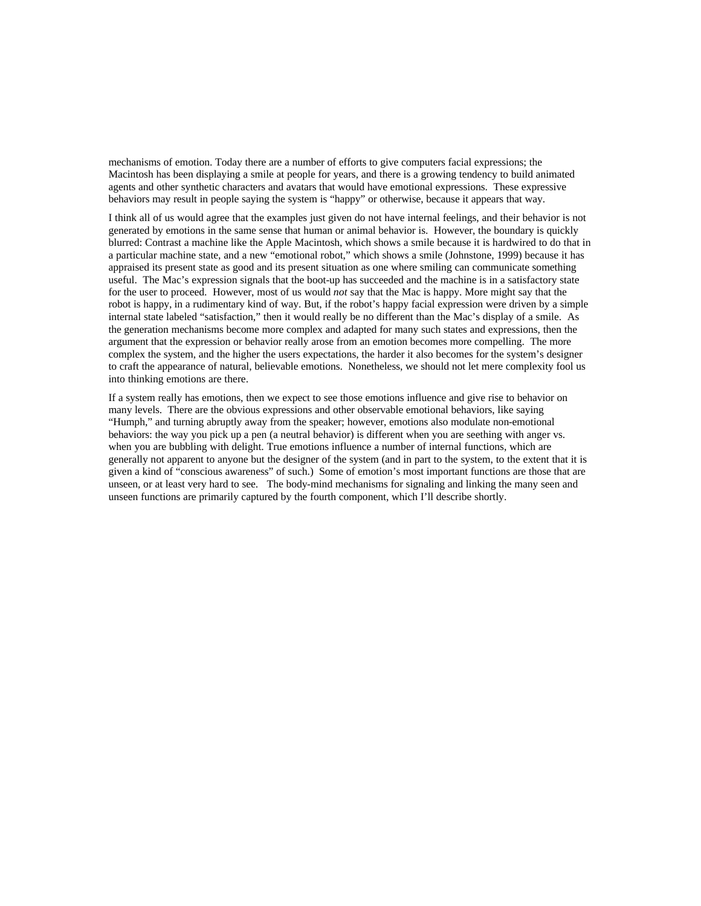mechanisms of emotion. Today there are a number of efforts to give computers facial expressions; the Macintosh has been displaying a smile at people for years, and there is a growing tendency to build animated agents and other synthetic characters and avatars that would have emotional expressions. These expressive behaviors may result in people saying the system is "happy" or otherwise, because it appears that way.

I think all of us would agree that the examples just given do not have internal feelings, and their behavior is not generated by emotions in the same sense that human or animal behavior is. However, the boundary is quickly blurred: Contrast a machine like the Apple Macintosh, which shows a smile because it is hardwired to do that in a particular machine state, and a new "emotional robot," which shows a smile (Johnstone, 1999) because it has appraised its present state as good and its present situation as one where smiling can communicate something useful. The Mac's expression signals that the boot-up has succeeded and the machine is in a satisfactory state for the user to proceed. However, most of us would *not* say that the Mac is happy. More might say that the robot is happy, in a rudimentary kind of way. But, if the robot's happy facial expression were driven by a simple internal state labeled "satisfaction," then it would really be no different than the Mac's display of a smile. As the generation mechanisms become more complex and adapted for many such states and expressions, then the argument that the expression or behavior really arose from an emotion becomes more compelling. The more complex the system, and the higher the users expectations, the harder it also becomes for the system's designer to craft the appearance of natural, believable emotions. Nonetheless, we should not let mere complexity fool us into thinking emotions are there.

If a system really has emotions, then we expect to see those emotions influence and give rise to behavior on many levels. There are the obvious expressions and other observable emotional behaviors, like saying "Humph," and turning abruptly away from the speaker; however, emotions also modulate non-emotional behaviors: the way you pick up a pen (a neutral behavior) is different when you are seething with anger vs. when you are bubbling with delight. True emotions influence a number of internal functions, which are generally not apparent to anyone but the designer of the system (and in part to the system, to the extent that it is given a kind of "conscious awareness" of such.) Some of emotion's most important functions are those that are unseen, or at least very hard to see. The body-mind mechanisms for signaling and linking the many seen and unseen functions are primarily captured by the fourth component, which I'll describe shortly.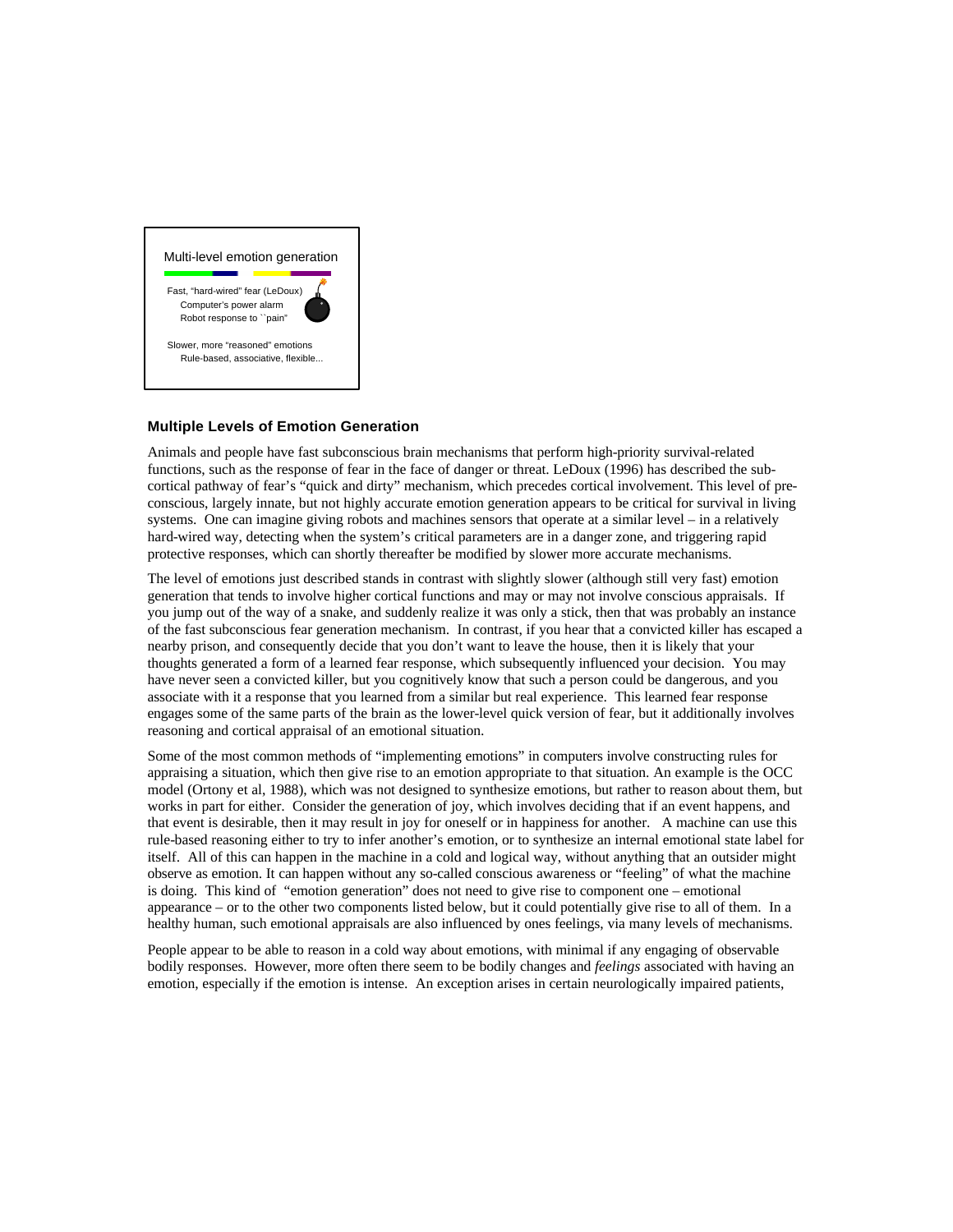Multi-level emotion generation

Fast, "hard-wired" fear (LeDoux)
Computer's power alarm
Robot response to ``pain"

Slower, more "reasoned" emotions
Rule-based, associative, flexible...

### Multiple Levels of Emotion Generation

Animals and people have fast subconscious brain mechanisms that perform high-priority survival-related functions, such as the response of fear in the face of danger or threat. LeDoux (1996) has described the sub-cortical pathway of fear's "quick and dirty" mechanism, which precedes cortical involvement. This level of pre-conscious, largely innate, but not highly accurate emotion generation appears to be critical for survival in living systems. One can imagine giving robots and machines sensors that operate at a similar level – in a relatively hard-wired way, detecting when the system's critical parameters are in a danger zone, and triggering rapid protective responses, which can shortly thereafter be modified by slower more accurate mechanisms.

The level of emotions just described stands in contrast with slightly slower (although still very fast) emotion generation that tends to involve higher cortical functions and may or may not involve conscious appraisals. If you jump out of the way of a snake, and suddenly realize it was only a stick, then that was probably an instance of the fast subconscious fear generation mechanism. In contrast, if you hear that a convicted killer has escaped a nearby prison, and consequently decide that you don't want to leave the house, then it is likely that your thoughts generated a form of a learned fear response, which subsequently influenced your decision. You may have never seen a convicted killer, but you cognitively know that such a person could be dangerous, and you associate with it a response that you learned from a similar but real experience. This learned fear response engages some of the same parts of the brain as the lower-level quick version of fear, but it additionally involves reasoning and cortical appraisal of an emotional situation.

Some of the most common methods of "implementing emotions" in computers involve constructing rules for appraising a situation, which then give rise to an emotion appropriate to that situation. An example is the OCC model (Ortony et al, 1988), which was not designed to synthesize emotions, but rather to reason about them, but works in part for either. Consider the generation of joy, which involves deciding that if an event happens, and that event is desirable, then it may result in joy for oneself or in happiness for another. A machine can use this rule-based reasoning either to try to infer another's emotion, or to synthesize an internal emotional state label for itself. All of this can happen in the machine in a cold and logical way, without anything that an outsider might observe as emotion. It can happen without any so-called conscious awareness or "feeling" of what the machine is doing. This kind of "emotion generation" does not need to give rise to component one – emotional appearance – or to the other two components listed below, but it could potentially give rise to all of them. In a healthy human, such emotional appraisals are also influenced by ones feelings, via many levels of mechanisms.

People appear to be able to reason in a cold way about emotions, with minimal if any engaging of observable bodily responses. However, more often there seem to be bodily changes and *feelings* associated with having an emotion, especially if the emotion is intense. An exception arises in certain neurologically impaired patients,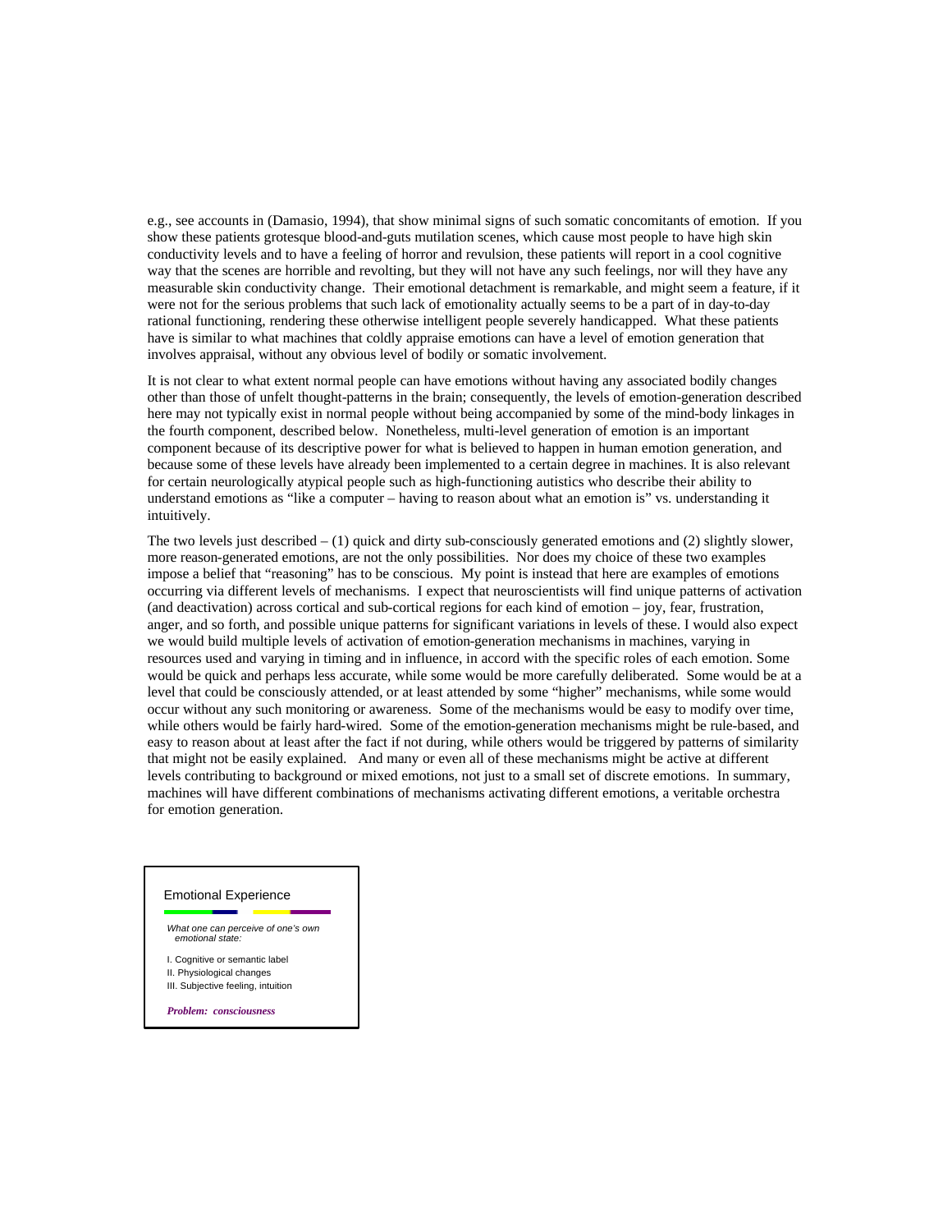e.g., see accounts in (Damasio, 1994), that show minimal signs of such somatic concomitants of emotion. If you show these patients grotesque blood-and-guts mutilation scenes, which cause most people to have high skin conductivity levels and to have a feeling of horror and revulsion, these patients will report in a cool cognitive way that the scenes are horrible and revolting, but they will not have any such feelings, nor will they have any measurable skin conductivity change. Their emotional detachment is remarkable, and might seem a feature, if it were not for the serious problems that such lack of emotionality actually seems to be a part of in day-to-day rational functioning, rendering these otherwise intelligent people severely handicapped. What these patients have is similar to what machines that coldly appraise emotions can have a level of emotion generation that involves appraisal, without any obvious level of bodily or somatic involvement.

It is not clear to what extent normal people can have emotions without having any associated bodily changes other than those of unfelt thought-patterns in the brain; consequently, the levels of emotion-generation described here may not typically exist in normal people without being accompanied by some of the mind-body linkages in the fourth component, described below. Nonetheless, multi-level generation of emotion is an important component because of its descriptive power for what is believed to happen in human emotion generation, and because some of these levels have already been implemented to a certain degree in machines. It is also relevant for certain neurologically atypical people such as high-functioning autistics who describe their ability to understand emotions as "like a computer – having to reason about what an emotion is" vs. understanding it intuitively.

The two levels just described – (1) quick and dirty sub-consciously generated emotions and (2) slightly slower, more reason-generated emotions, are not the only possibilities. Nor does my choice of these two examples impose a belief that "reasoning" has to be conscious. My point is instead that here are examples of emotions occurring via different levels of mechanisms. I expect that neuroscientists will find unique patterns of activation (and deactivation) across cortical and sub-cortical regions for each kind of emotion – joy, fear, frustration, anger, and so forth, and possible unique patterns for significant variations in levels of these. I would also expect we would build multiple levels of activation of emotion-generation mechanisms in machines, varying in resources used and varying in timing and in influence, in accord with the specific roles of each emotion. Some would be quick and perhaps less accurate, while some would be more carefully deliberated. Some would be at a level that could be consciously attended, or at least attended by some "higher" mechanisms, while some would occur without any such monitoring or awareness. Some of the mechanisms would be easy to modify over time, while others would be fairly hard-wired. Some of the emotion-generation mechanisms might be rule-based, and easy to reason about at least after the fact if not during, while others would be triggered by patterns of similarity that might not be easily explained. And many or even all of these mechanisms might be active at different levels contributing to background or mixed emotions, not just to a small set of discrete emotions. In summary, machines will have different combinations of mechanisms activating different emotions, a veritable orchestra for emotion generation.

Emotional Experience

*What one can perceive of one's own emotional state:*

I. Cognitive or semantic label
II. Physiological changes
III. Subjective feeling, intuition

***Problem: consciousness***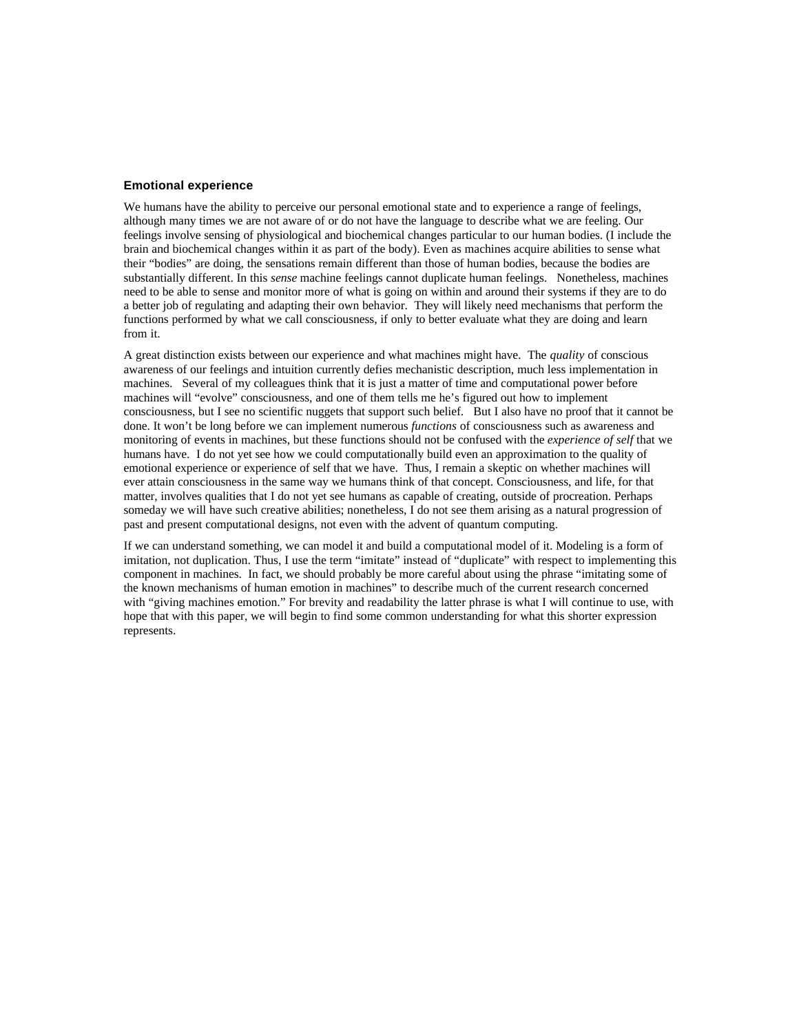### Emotional experience

We humans have the ability to perceive our personal emotional state and to experience a range of feelings, although many times we are not aware of or do not have the language to describe what we are feeling. Our feelings involve sensing of physiological and biochemical changes particular to our human bodies. (I include the brain and biochemical changes within it as part of the body). Even as machines acquire abilities to sense what their "bodies" are doing, the sensations remain different than those of human bodies, because the bodies are substantially different. In this *sense* machine feelings cannot duplicate human feelings. Nonetheless, machines need to be able to sense and monitor more of what is going on within and around their systems if they are to do a better job of regulating and adapting their own behavior. They will likely need mechanisms that perform the functions performed by what we call consciousness, if only to better evaluate what they are doing and learn from it.

A great distinction exists between our experience and what machines might have. The *quality* of conscious awareness of our feelings and intuition currently defies mechanistic description, much less implementation in machines. Several of my colleagues think that it is just a matter of time and computational power before machines will "evolve" consciousness, and one of them tells me he's figured out how to implement consciousness, but I see no scientific nuggets that support such belief. But I also have no proof that it cannot be done. It won't be long before we can implement numerous *functions* of consciousness such as awareness and monitoring of events in machines, but these functions should not be confused with the *experience of self* that we humans have. I do not yet see how we could computationally build even an approximation to the quality of emotional experience or experience of self that we have. Thus, I remain a skeptic on whether machines will ever attain consciousness in the same way we humans think of that concept. Consciousness, and life, for that matter, involves qualities that I do not yet see humans as capable of creating, outside of procreation. Perhaps someday we will have such creative abilities; nonetheless, I do not see them arising as a natural progression of past and present computational designs, not even with the advent of quantum computing.

If we can understand something, we can model it and build a computational model of it. Modeling is a form of imitation, not duplication. Thus, I use the term "imitate" instead of "duplicate" with respect to implementing this component in machines. In fact, we should probably be more careful about using the phrase "imitating some of the known mechanisms of human emotion in machines" to describe much of the current research concerned with "giving machines emotion." For brevity and readability the latter phrase is what I will continue to use, with hope that with this paper, we will begin to find some common understanding for what this shorter expression represents.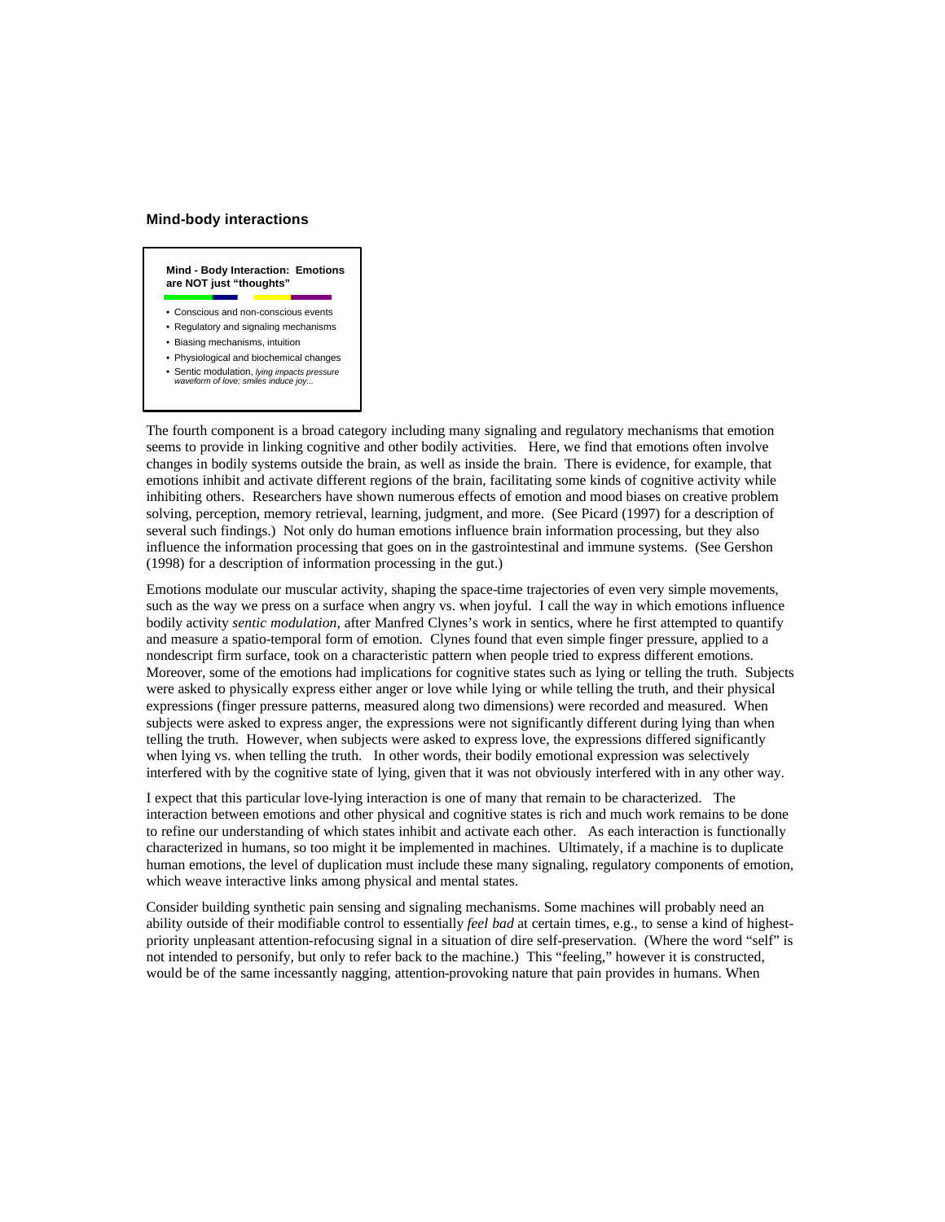### Mind-body interactions

**Mind - Body Interaction: Emotions are NOT just "thoughts"**

- Conscious and non-conscious events
- Regulatory and signaling mechanisms
- Biasing mechanisms, intuition
- Physiological and biochemical changes
- Sentic modulation, *lying impacts pressure waveform of love; smiles induce joy...*

The fourth component is a broad category including many signaling and regulatory mechanisms that emotion seems to provide in linking cognitive and other bodily activities. Here, we find that emotions often involve changes in bodily systems outside the brain, as well as inside the brain. There is evidence, for example, that emotions inhibit and activate different regions of the brain, facilitating some kinds of cognitive activity while inhibiting others. Researchers have shown numerous effects of emotion and mood biases on creative problem solving, perception, memory retrieval, learning, judgment, and more. (See Picard (1997) for a description of several such findings.) Not only do human emotions influence brain information processing, but they also influence the information processing that goes on in the gastrointestinal and immune systems. (See Gershon (1998) for a description of information processing in the gut.)

Emotions modulate our muscular activity, shaping the space-time trajectories of even very simple movements, such as the way we press on a surface when angry vs. when joyful. I call the way in which emotions influence bodily activity *sentic modulation*, after Manfred Clynes's work in sentics, where he first attempted to quantify and measure a spatio-temporal form of emotion. Clynes found that even simple finger pressure, applied to a nondescript firm surface, took on a characteristic pattern when people tried to express different emotions. Moreover, some of the emotions had implications for cognitive states such as lying or telling the truth. Subjects were asked to physically express either anger or love while lying or while telling the truth, and their physical expressions (finger pressure patterns, measured along two dimensions) were recorded and measured. When subjects were asked to express anger, the expressions were not significantly different during lying than when telling the truth. However, when subjects were asked to express love, the expressions differed significantly when lying vs. when telling the truth. In other words, their bodily emotional expression was selectively interfered with by the cognitive state of lying, given that it was not obviously interfered with in any other way.

I expect that this particular love-lying interaction is one of many that remain to be characterized. The interaction between emotions and other physical and cognitive states is rich and much work remains to be done to refine our understanding of which states inhibit and activate each other. As each interaction is functionally characterized in humans, so too might it be implemented in machines. Ultimately, if a machine is to duplicate human emotions, the level of duplication must include these many signaling, regulatory components of emotion, which weave interactive links among physical and mental states.

Consider building synthetic pain sensing and signaling mechanisms. Some machines will probably need an ability outside of their modifiable control to essentially *feel bad* at certain times, e.g., to sense a kind of highest-priority unpleasant attention-refocusing signal in a situation of dire self-preservation. (Where the word "self" is not intended to personify, but only to refer back to the machine.) This "feeling," however it is constructed, would be of the same incessantly nagging, attention-provoking nature that pain provides in humans. When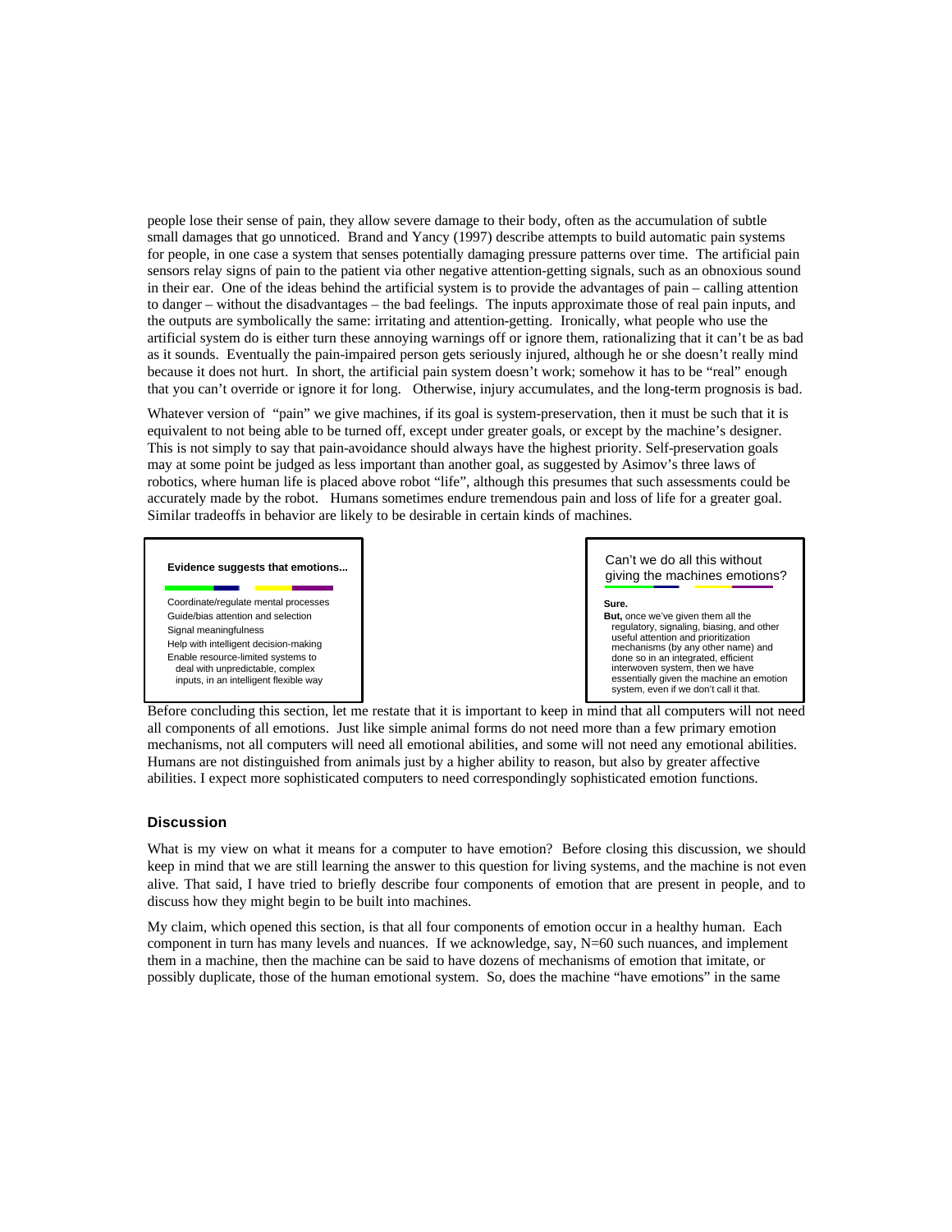people lose their sense of pain, they allow severe damage to their body, often as the accumulation of subtle small damages that go unnoticed. Brand and Yancy (1997) describe attempts to build automatic pain systems for people, in one case a system that senses potentially damaging pressure patterns over time. The artificial pain sensors relay signs of pain to the patient via other negative attention-getting signals, such as an obnoxious sound in their ear. One of the ideas behind the artificial system is to provide the advantages of pain – calling attention to danger – without the disadvantages – the bad feelings. The inputs approximate those of real pain inputs, and the outputs are symbolically the same: irritating and attention-getting. Ironically, what people who use the artificial system do is either turn these annoying warnings off or ignore them, rationalizing that it can't be as bad as it sounds. Eventually the pain-impaired person gets seriously injured, although he or she doesn't really mind because it does not hurt. In short, the artificial pain system doesn't work; somehow it has to be "real" enough that you can't override or ignore it for long. Otherwise, injury accumulates, and the long-term prognosis is bad.

Whatever version of "pain" we give machines, if its goal is system-preservation, then it must be such that it is equivalent to not being able to be turned off, except under greater goals, or except by the machine's designer. This is not simply to say that pain-avoidance should always have the highest priority. Self-preservation goals may at some point be judged as less important than another goal, as suggested by Asimov's three laws of robotics, where human life is placed above robot "life", although this presumes that such assessments could be accurately made by the robot. Humans sometimes endure tremendous pain and loss of life for a greater goal. Similar tradeoffs in behavior are likely to be desirable in certain kinds of machines.

**Evidence suggests that emotions...**

Coordinate/regulate mental processes
Guide/bias attention and selection
Signal meaningfulness
Help with intelligent decision-making
Enable resource-limited systems to deal with unpredictable, complex inputs, in an intelligent flexible way

Can't we do all this without giving the machines emotions?

**Sure.**

**But,** once we've given them all the regulatory, signaling, biasing, and other useful attention and prioritization mechanisms (by any other name) and done so in an integrated, efficient interwoven system, then we have essentially given the machine an emotion system, even if we don't call it that.

Before concluding this section, let me restate that it is important to keep in mind that all computers will not need all components of all emotions. Just like simple animal forms do not need more than a few primary emotion mechanisms, not all computers will need all emotional abilities, and some will not need any emotional abilities. Humans are not distinguished from animals just by a higher ability to reason, but also by greater affective abilities. I expect more sophisticated computers to need correspondingly sophisticated emotion functions.

### Discussion

What is my view on what it means for a computer to have emotion? Before closing this discussion, we should keep in mind that we are still learning the answer to this question for living systems, and the machine is not even alive. That said, I have tried to briefly describe four components of emotion that are present in people, and to discuss how they might begin to be built into machines.

My claim, which opened this section, is that all four components of emotion occur in a healthy human. Each component in turn has many levels and nuances. If we acknowledge, say, N=60 such nuances, and implement them in a machine, then the machine can be said to have dozens of mechanisms of emotion that imitate, or possibly duplicate, those of the human emotional system. So, does the machine "have emotions" in the same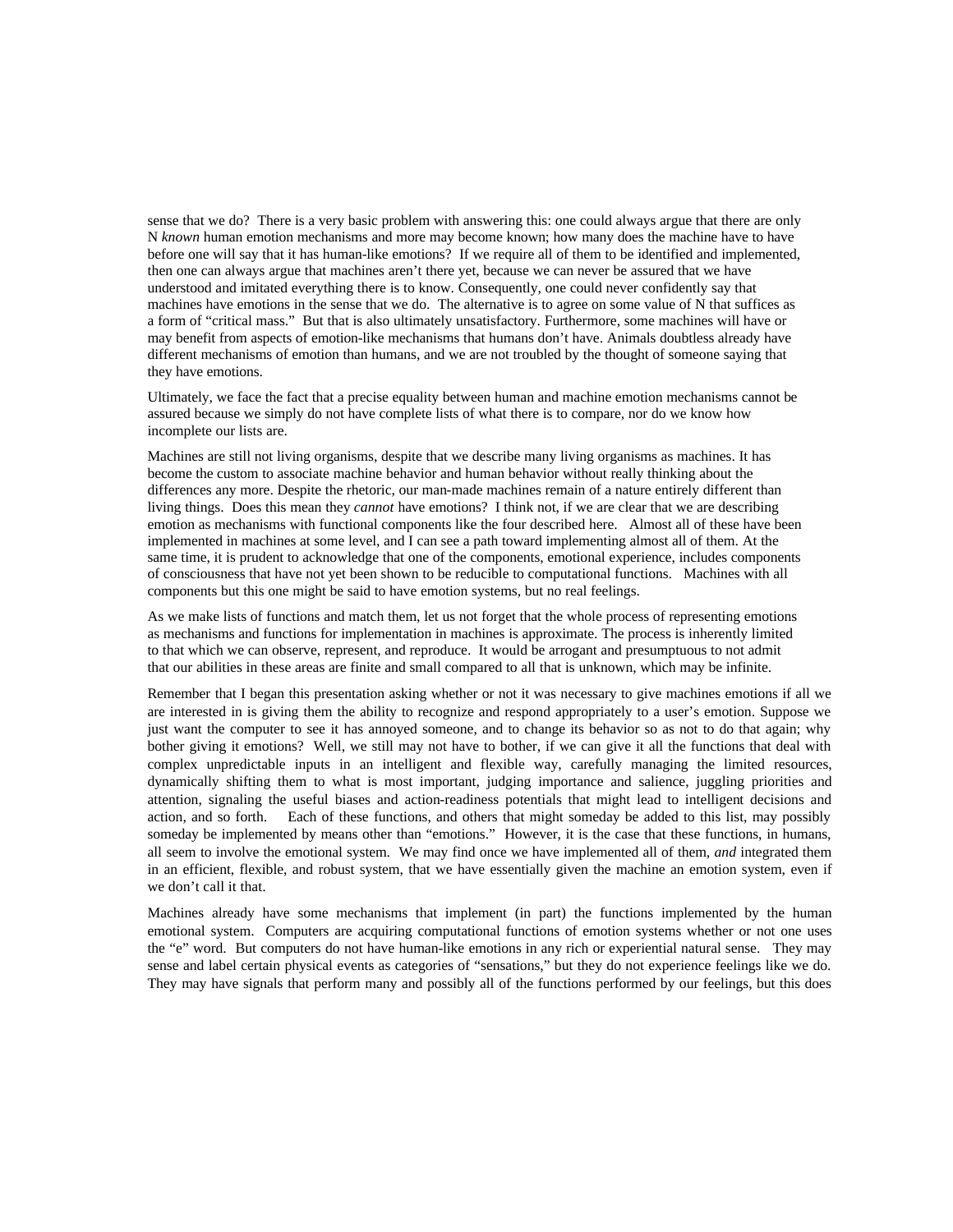sense that we do? There is a very basic problem with answering this: one could always argue that there are only N *known* human emotion mechanisms and more may become known; how many does the machine have to have before one will say that it has human-like emotions? If we require all of them to be identified and implemented, then one can always argue that machines aren't there yet, because we can never be assured that we have understood and imitated everything there is to know. Consequently, one could never confidently say that machines have emotions in the sense that we do. The alternative is to agree on some value of N that suffices as a form of "critical mass." But that is also ultimately unsatisfactory. Furthermore, some machines will have or may benefit from aspects of emotion-like mechanisms that humans don't have. Animals doubtless already have different mechanisms of emotion than humans, and we are not troubled by the thought of someone saying that they have emotions.

Ultimately, we face the fact that a precise equality between human and machine emotion mechanisms cannot be assured because we simply do not have complete lists of what there is to compare, nor do we know how incomplete our lists are.

Machines are still not living organisms, despite that we describe many living organisms as machines. It has become the custom to associate machine behavior and human behavior without really thinking about the differences any more. Despite the rhetoric, our man-made machines remain of a nature entirely different than living things. Does this mean they *cannot* have emotions? I think not, if we are clear that we are describing emotion as mechanisms with functional components like the four described here. Almost all of these have been implemented in machines at some level, and I can see a path toward implementing almost all of them. At the same time, it is prudent to acknowledge that one of the components, emotional experience, includes components of consciousness that have not yet been shown to be reducible to computational functions. Machines with all components but this one might be said to have emotion systems, but no real feelings.

As we make lists of functions and match them, let us not forget that the whole process of representing emotions as mechanisms and functions for implementation in machines is approximate. The process is inherently limited to that which we can observe, represent, and reproduce. It would be arrogant and presumptuous to not admit that our abilities in these areas are finite and small compared to all that is unknown, which may be infinite.

Remember that I began this presentation asking whether or not it was necessary to give machines emotions if all we are interested in is giving them the ability to recognize and respond appropriately to a user's emotion. Suppose we just want the computer to see it has annoyed someone, and to change its behavior so as not to do that again; why bother giving it emotions? Well, we still may not have to bother, if we can give it all the functions that deal with complex unpredictable inputs in an intelligent and flexible way, carefully managing the limited resources, dynamically shifting them to what is most important, judging importance and salience, juggling priorities and attention, signaling the useful biases and action-readiness potentials that might lead to intelligent decisions and action, and so forth. Each of these functions, and others that might someday be added to this list, may possibly someday be implemented by means other than "emotions." However, it is the case that these functions, in humans, all seem to involve the emotional system. We may find once we have implemented all of them, *and* integrated them in an efficient, flexible, and robust system, that we have essentially given the machine an emotion system, even if we don't call it that.

Machines already have some mechanisms that implement (in part) the functions implemented by the human emotional system. Computers are acquiring computational functions of emotion systems whether or not one uses the "e" word. But computers do not have human-like emotions in any rich or experiential natural sense. They may sense and label certain physical events as categories of "sensations," but they do not experience feelings like we do. They may have signals that perform many and possibly all of the functions performed by our feelings, but this does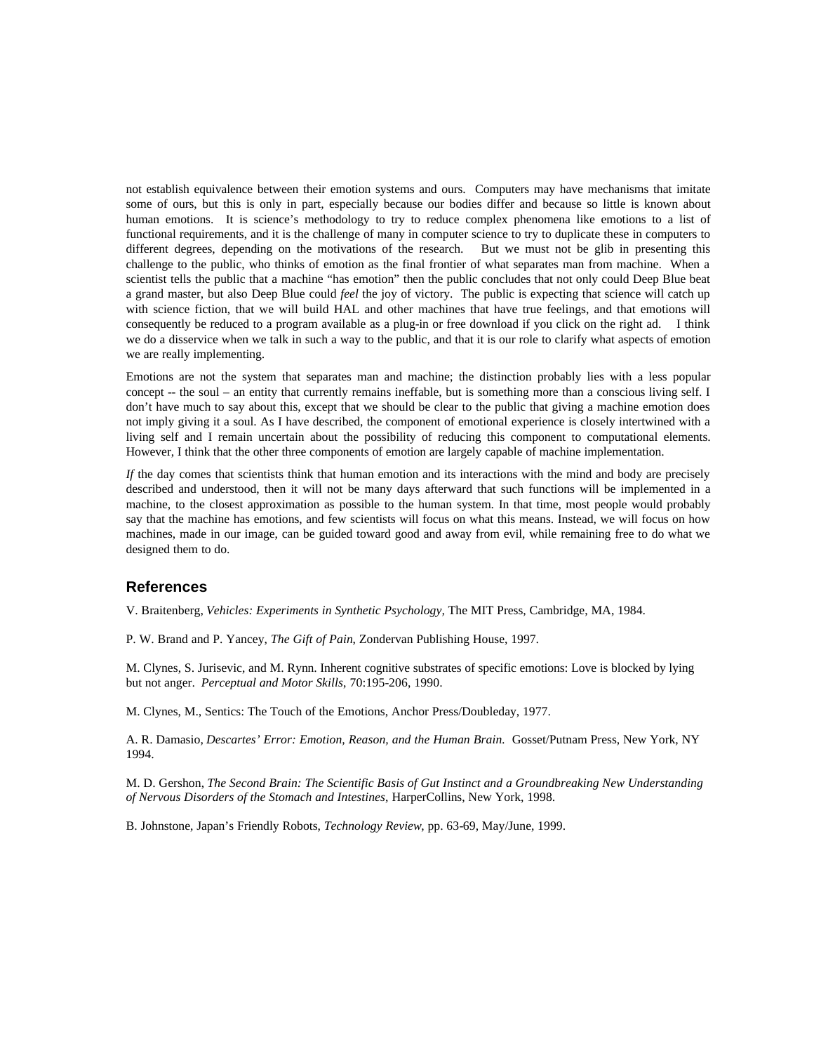not establish equivalence between their emotion systems and ours. Computers may have mechanisms that imitate some of ours, but this is only in part, especially because our bodies differ and because so little is known about human emotions. It is science's methodology to try to reduce complex phenomena like emotions to a list of functional requirements, and it is the challenge of many in computer science to try to duplicate these in computers to different degrees, depending on the motivations of the research. But we must not be glib in presenting this challenge to the public, who thinks of emotion as the final frontier of what separates man from machine. When a scientist tells the public that a machine "has emotion" then the public concludes that not only could Deep Blue beat a grand master, but also Deep Blue could *feel* the joy of victory. The public is expecting that science will catch up with science fiction, that we will build HAL and other machines that have true feelings, and that emotions will consequently be reduced to a program available as a plug-in or free download if you click on the right ad. I think we do a disservice when we talk in such a way to the public, and that it is our role to clarify what aspects of emotion we are really implementing.

Emotions are not the system that separates man and machine; the distinction probably lies with a less popular concept -- the soul – an entity that currently remains ineffable, but is something more than a conscious living self. I don't have much to say about this, except that we should be clear to the public that giving a machine emotion does not imply giving it a soul. As I have described, the component of emotional experience is closely intertwined with a living self and I remain uncertain about the possibility of reducing this component to computational elements. However, I think that the other three components of emotion are largely capable of machine implementation.

*If* the day comes that scientists think that human emotion and its interactions with the mind and body are precisely described and understood, then it will not be many days afterward that such functions will be implemented in a machine, to the closest approximation as possible to the human system. In that time, most people would probably say that the machine has emotions, and few scientists will focus on what this means. Instead, we will focus on how machines, made in our image, can be guided toward good and away from evil, while remaining free to do what we designed them to do.

## References

V. Braitenberg, *Vehicles: Experiments in Synthetic Psychology,* The MIT Press, Cambridge, MA, 1984.

P. W. Brand and P. Yancey, *The Gift of Pain*, Zondervan Publishing House, 1997.

M. Clynes, S. Jurisevic, and M. Rynn. Inherent cognitive substrates of specific emotions: Love is blocked by lying but not anger. *Perceptual and Motor Skills*, 70:195-206, 1990.

M. Clynes, M., Sentics: The Touch of the Emotions, Anchor Press/Doubleday, 1977.

A. R. Damasio, *Descartes' Error: Emotion, Reason, and the Human Brain.* Gosset/Putnam Press, New York, NY 1994.

M. D. Gershon, *The Second Brain: The Scientific Basis of Gut Instinct and a Groundbreaking New Understanding of Nervous Disorders of the Stomach and Intestines*, HarperCollins, New York, 1998.

B. Johnstone, Japan's Friendly Robots, *Technology Review*, pp. 63-69, May/June, 1999.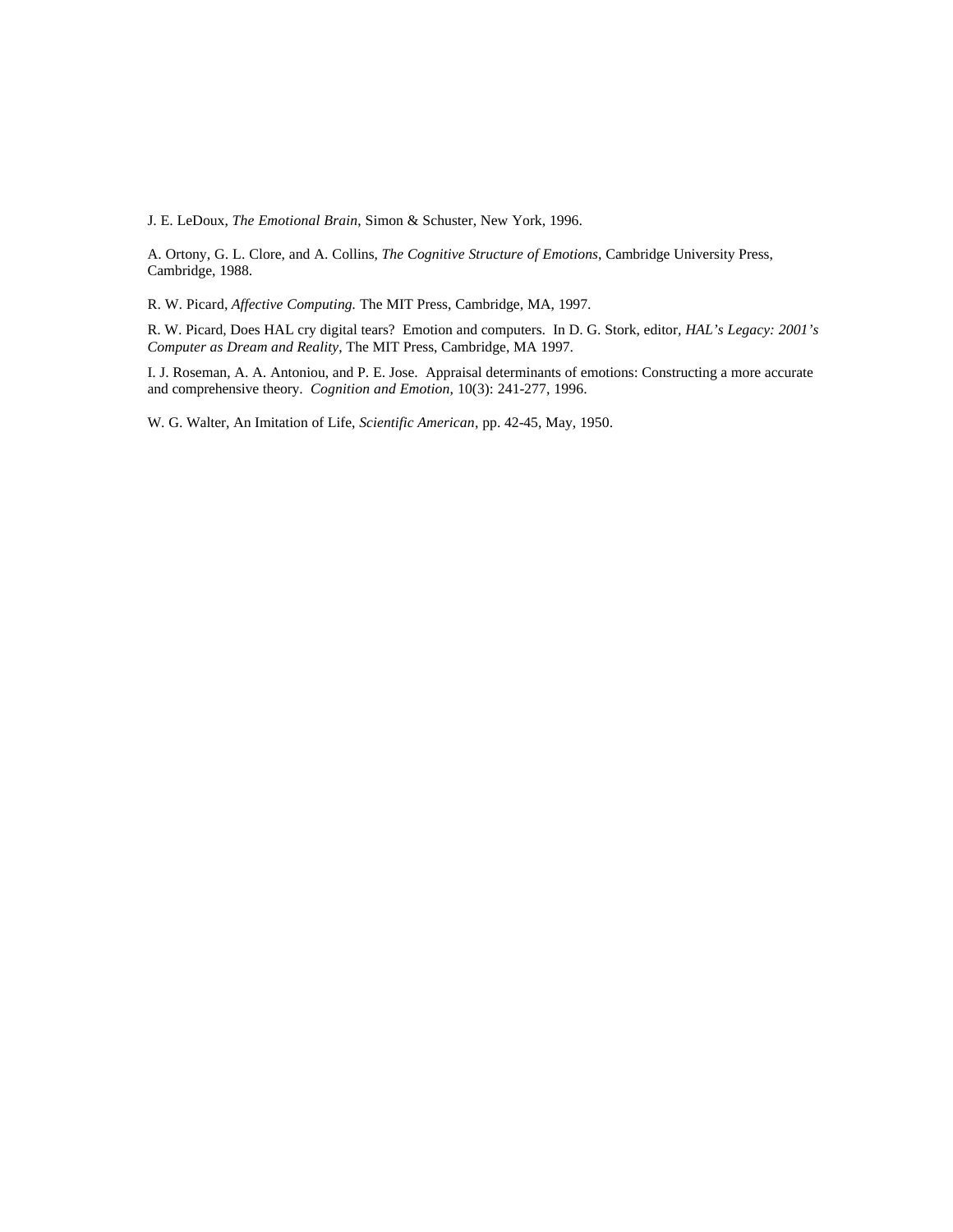J. E. LeDoux, *The Emotional Brain*, Simon & Schuster, New York, 1996.

A. Ortony, G. L. Clore, and A. Collins, *The Cognitive Structure of Emotions*, Cambridge University Press, Cambridge, 1988.

R. W. Picard, *Affective Computing.* The MIT Press, Cambridge, MA, 1997.

R. W. Picard, Does HAL cry digital tears? Emotion and computers. In D. G. Stork, editor, *HAL's Legacy: 2001's Computer as Dream and Reality*, The MIT Press, Cambridge, MA 1997.

I. J. Roseman, A. A. Antoniou, and P. E. Jose. Appraisal determinants of emotions: Constructing a more accurate and comprehensive theory. *Cognition and Emotion*, 10(3): 241-277, 1996.

W. G. Walter, An Imitation of Life, *Scientific American*, pp. 42-45, May, 1950.